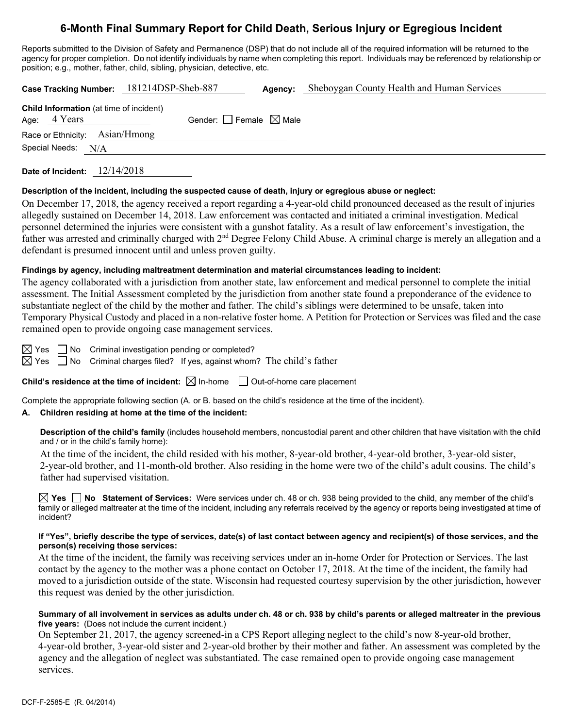# 6-Month Final Summary Report for Child Death, Serious Injury or Egregious Incident

Reports submitted to the Division of Safety and Permanence (DSP) that do not include all of the required information will be returned to the agency for proper completion. Do not identify individuals by name when completing this report. Individuals may be referenced by relationship or position; e.g., mother, father, child, sibling, physician, detective, etc.

**Case Tracking Number:** 181214DSP-Sheb-887 **Agency:** Sheboygan County Health and Human Services

**Child Information** (at time of incident)

Age: 4 Years Gender: ☐ Female ☒ Male

Race or Ethnicity: Asian/Hmong

Special Needs: N/A

**Date of Incident:** 12/14/2018

**Description of the incident, including the suspected cause of death, injury or egregious abuse or neglect:**

On December 17, 2018, the agency received a report regarding a 4-year-old child pronounced deceased as the result of injuries allegedly sustained on December 14, 2018. Law enforcement was contacted and initiated a criminal investigation. Medical personnel determined the injuries were consistent with a gunshot fatality. As a result of law enforcement's investigation, the father was arrested and criminally charged with 2nd Degree Felony Child Abuse. A criminal charge is merely an allegation and a defendant is presumed innocent until and unless proven guilty.

**Findings by agency, including maltreatment determination and material circumstances leading to incident:**

The agency collaborated with a jurisdiction from another state, law enforcement and medical personnel to complete the initial assessment. The Initial Assessment completed by the jurisdiction from another state found a preponderance of the evidence to substantiate neglect of the child by the mother and father. The child's siblings were determined to be unsafe, taken into Temporary Physical Custody and placed in a non-relative foster home. A Petition for Protection or Services was filed and the case remained open to provide ongoing case management services.

☒ Yes ☐ No Criminal investigation pending or completed?

☒ Yes ☐ No Criminal charges filed? If yes, against whom? The child's father

**Child's residence at the time of incident:** ☒ In-home ☐ Out-of-home care placement

Complete the appropriate following section (A. or B. based on the child's residence at the time of the incident).

**A. Children residing at home at the time of the incident:**

**Description of the child's family** (includes household members, noncustodial parent and other children that have visitation with the child and / or in the child's family home):

At the time of the incident, the child resided with his mother, 8-year-old brother, 4-year-old brother, 3-year-old sister, 2-year-old brother, and 11-month-old brother. Also residing in the home were two of the child's adult cousins. The child's father had supervised visitation.

☒ **Yes** ☐ **No Statement of Services:** Were services under ch. 48 or ch. 938 being provided to the child, any member of the child's family or alleged maltreater at the time of the incident, including any referrals received by the agency or reports being investigated at time of incident?

**If "Yes", briefly describe the type of services, date(s) of last contact between agency and recipient(s) of those services, and the person(s) receiving those services:**

At the time of the incident, the family was receiving services under an in-home Order for Protection or Services. The last contact by the agency to the mother was a phone contact on October 17, 2018. At the time of the incident, the family had moved to a jurisdiction outside of the state. Wisconsin had requested courtesy supervision by the other jurisdiction, however this request was denied by the other jurisdiction.

**Summary of all involvement in services as adults under ch. 48 or ch. 938 by child's parents or alleged maltreater in the previous five years:** (Does not include the current incident.)

On September 21, 2017, the agency screened-in a CPS Report alleging neglect to the child's now 8-year-old brother, 4-year-old brother, 3-year-old sister and 2-year-old brother by their mother and father. An assessment was completed by the agency and the allegation of neglect was substantiated. The case remained open to provide ongoing case management services.

DCF-F-2585-E (R. 04/2014)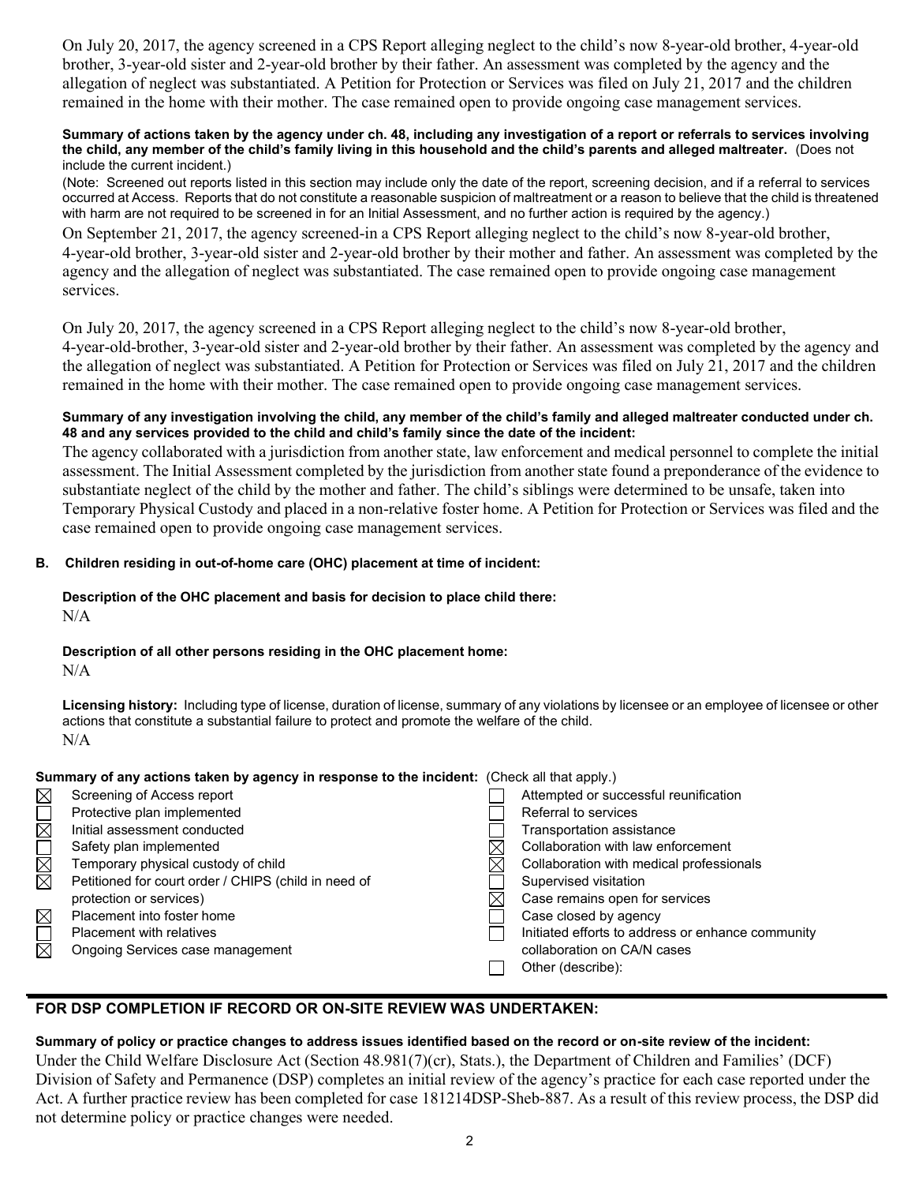On July 20, 2017, the agency screened in a CPS Report alleging neglect to the child's now 8-year-old brother, 4-year-old brother, 3-year-old sister and 2-year-old brother by their father. An assessment was completed by the agency and the allegation of neglect was substantiated. A Petition for Protection or Services was filed on July 21, 2017 and the children remained in the home with their mother. The case remained open to provide ongoing case management services.

**Summary of actions taken by the agency under ch. 48, including any investigation of a report or referrals to services involving the child, any member of the child's family living in this household and the child's parents and alleged maltreater.** (Does not include the current incident.)

(Note: Screened out reports listed in this section may include only the date of the report, screening decision, and if a referral to services occurred at Access. Reports that do not constitute a reasonable suspicion of maltreatment or a reason to believe that the child is threatened with harm are not required to be screened in for an Initial Assessment, and no further action is required by the agency.)

On September 21, 2017, the agency screened-in a CPS Report alleging neglect to the child's now 8-year-old brother, 4-year-old brother, 3-year-old sister and 2-year-old brother by their mother and father. An assessment was completed by the agency and the allegation of neglect was substantiated. The case remained open to provide ongoing case management services.

On July 20, 2017, the agency screened in a CPS Report alleging neglect to the child's now 8-year-old brother, 4-year-old-brother, 3-year-old sister and 2-year-old brother by their father. An assessment was completed by the agency and the allegation of neglect was substantiated. A Petition for Protection or Services was filed on July 21, 2017 and the children remained in the home with their mother. The case remained open to provide ongoing case management services.

**Summary of any investigation involving the child, any member of the child's family and alleged maltreater conducted under ch. 48 and any services provided to the child and child's family since the date of the incident:**

The agency collaborated with a jurisdiction from another state, law enforcement and medical personnel to complete the initial assessment. The Initial Assessment completed by the jurisdiction from another state found a preponderance of the evidence to substantiate neglect of the child by the mother and father. The child's siblings were determined to be unsafe, taken into Temporary Physical Custody and placed in a non-relative foster home. A Petition for Protection or Services was filed and the case remained open to provide ongoing case management services.

## B. Children residing in out-of-home care (OHC) placement at time of incident:

**Description of the OHC placement and basis for decision to place child there:**

N/A

**Description of all other persons residing in the OHC placement home:**

N/A

**Licensing history:** Including type of license, duration of license, summary of any violations by licensee or an employee of licensee or other actions that constitute a substantial failure to protect and promote the welfare of the child.

N/A

**Summary of any actions taken by agency in response to the incident:** (Check all that apply.)

- [x] Screening of Access report
- [ ] Protective plan implemented
- [x] Initial assessment conducted
- [ ] Safety plan implemented
- [x] Temporary physical custody of child
- [x] Petitioned for court order / CHIPS (child in need of protection or services)
- [x] Placement into foster home
- [ ] Placement with relatives
- [x] Ongoing Services case management
- [ ] Attempted or successful reunification
- [ ] Referral to services
- [ ] Transportation assistance
- [x] Collaboration with law enforcement
- [x] Collaboration with medical professionals
- [ ] Supervised visitation
- [x] Case remains open for services
- [ ] Case closed by agency
- [ ] Initiated efforts to address or enhance community collaboration on CA/N cases
- [ ] Other (describe):

## FOR DSP COMPLETION IF RECORD OR ON-SITE REVIEW WAS UNDERTAKEN:

**Summary of policy or practice changes to address issues identified based on the record or on-site review of the incident:**

Under the Child Welfare Disclosure Act (Section 48.981(7)(cr), Stats.), the Department of Children and Families' (DCF) Division of Safety and Permanence (DSP) completes an initial review of the agency's practice for each case reported under the Act. A further practice review has been completed for case 181214DSP-Sheb-887. As a result of this review process, the DSP did not determine policy or practice changes were needed.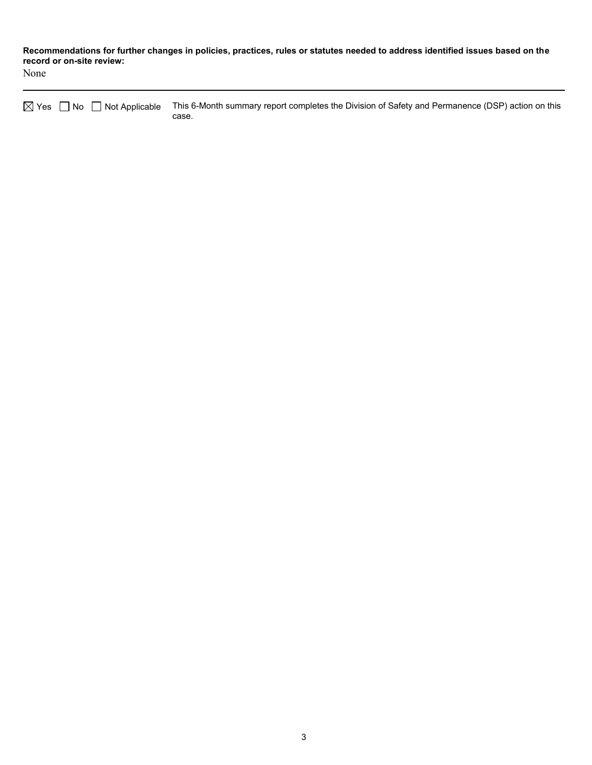**Recommendations for further changes in policies, practices, rules or statutes needed to address identified issues based on the record or on-site review:**

None

---

☒ Yes ☐ No ☐ Not Applicable This 6-Month summary report completes the Division of Safety and Permanence (DSP) action on this case.